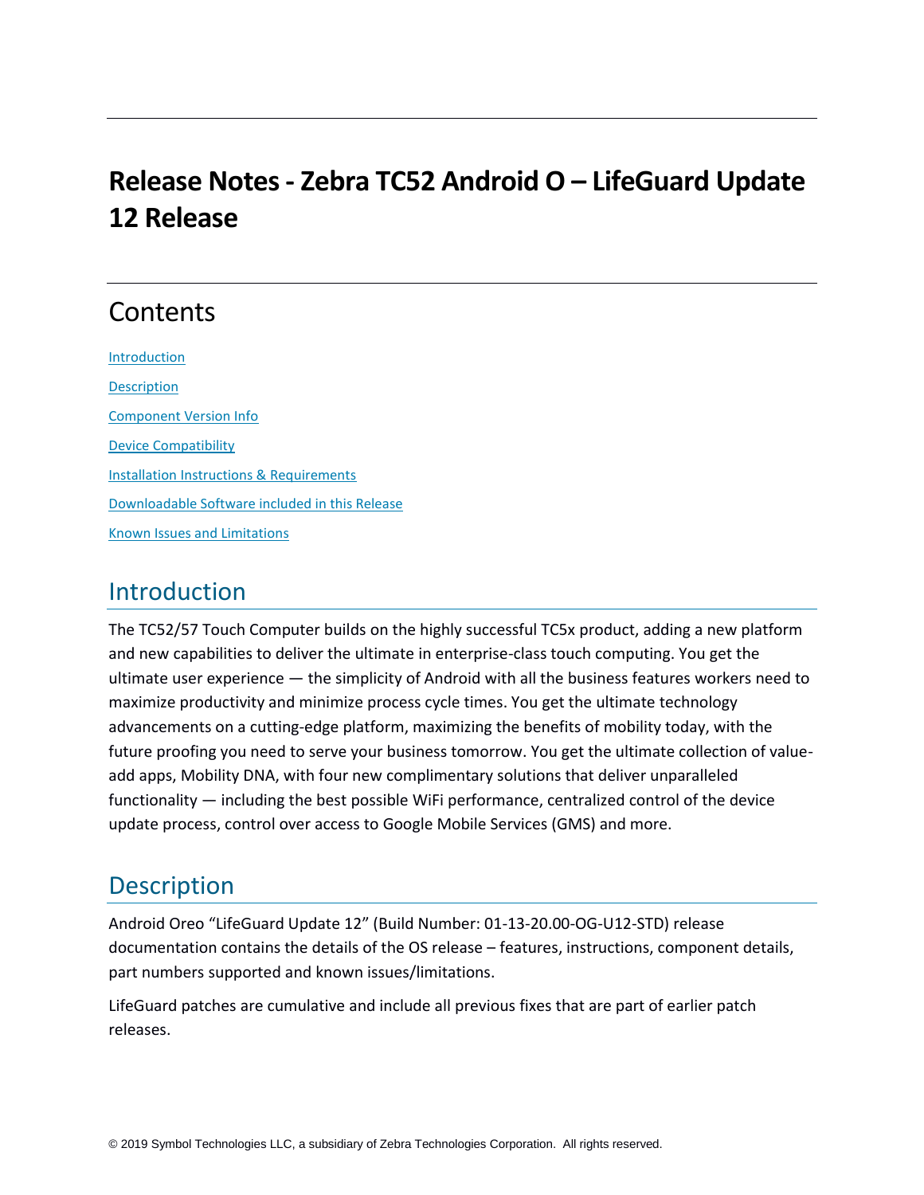# Release Notes - Zebra TC52 Android O – LifeGuard Update 12 Release

## Contents

[Introduction](#introduction)

[Description](#description)

[Component Version Info](#component-version-info)

[Device Compatibility](#device-compatibility)

[Installation Instructions & Requirements](#installation-instructions--requirements)

[Downloadable Software included in this Release](#downloadable-software-included-in-this-release)

[Known Issues and Limitations](#known-issues-and-limitations)

## Introduction

The TC52/57 Touch Computer builds on the highly successful TC5x product, adding a new platform and new capabilities to deliver the ultimate in enterprise-class touch computing. You get the ultimate user experience — the simplicity of Android with all the business features workers need to maximize productivity and minimize process cycle times. You get the ultimate technology advancements on a cutting-edge platform, maximizing the benefits of mobility today, with the future proofing you need to serve your business tomorrow. You get the ultimate collection of value-add apps, Mobility DNA, with four new complimentary solutions that deliver unparalleled functionality — including the best possible WiFi performance, centralized control of the device update process, control over access to Google Mobile Services (GMS) and more.

## Description

Android Oreo "LifeGuard Update 12" (Build Number: 01-13-20.00-OG-U12-STD) release documentation contains the details of the OS release – features, instructions, component details, part numbers supported and known issues/limitations.

LifeGuard patches are cumulative and include all previous fixes that are part of earlier patch releases.

© 2019 Symbol Technologies LLC, a subsidiary of Zebra Technologies Corporation. All rights reserved.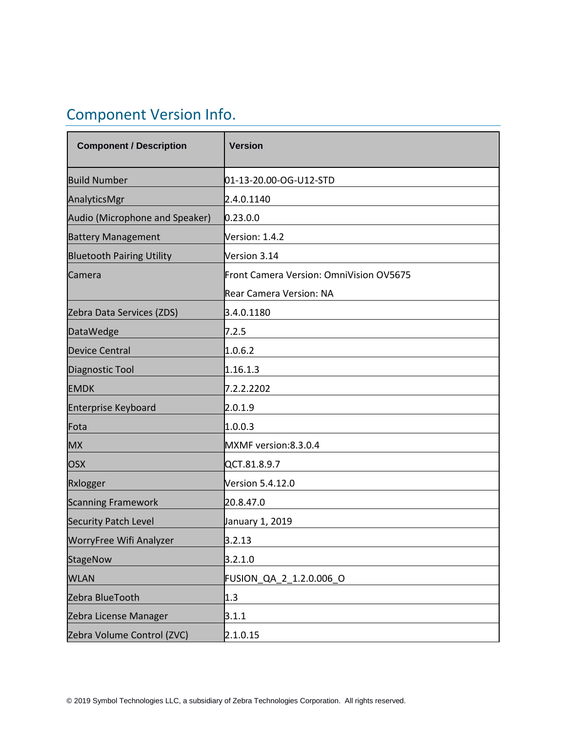## Component Version Info.

| Component / Description | Version |
|---|---|
| Build Number | 01-13-20.00-OG-U12-STD |
| AnalyticsMgr | 2.4.0.1140 |
| Audio (Microphone and Speaker) | 0.23.0.0 |
| Battery Management | Version: 1.4.2 |
| Bluetooth Pairing Utility | Version 3.14 |
| Camera | Front Camera Version: OmniVision OV5675<br>Rear Camera Version: NA |
| Zebra Data Services (ZDS) | 3.4.0.1180 |
| DataWedge | 7.2.5 |
| Device Central | 1.0.6.2 |
| Diagnostic Tool | 1.16.1.3 |
| EMDK | 7.2.2.2202 |
| Enterprise Keyboard | 2.0.1.9 |
| Fota | 1.0.0.3 |
| MX | MXMF version:8.3.0.4 |
| OSX | QCT.81.8.9.7 |
| Rxlogger | Version 5.4.12.0 |
| Scanning Framework | 20.8.47.0 |
| Security Patch Level | January 1, 2019 |
| WorryFree Wifi Analyzer | 3.2.13 |
| StageNow | 3.2.1.0 |
| WLAN | FUSION_QA_2_1.2.0.006_O |
| Zebra BlueTooth | 1.3 |
| Zebra License Manager | 3.1.1 |
| Zebra Volume Control (ZVC) | 2.1.0.15 |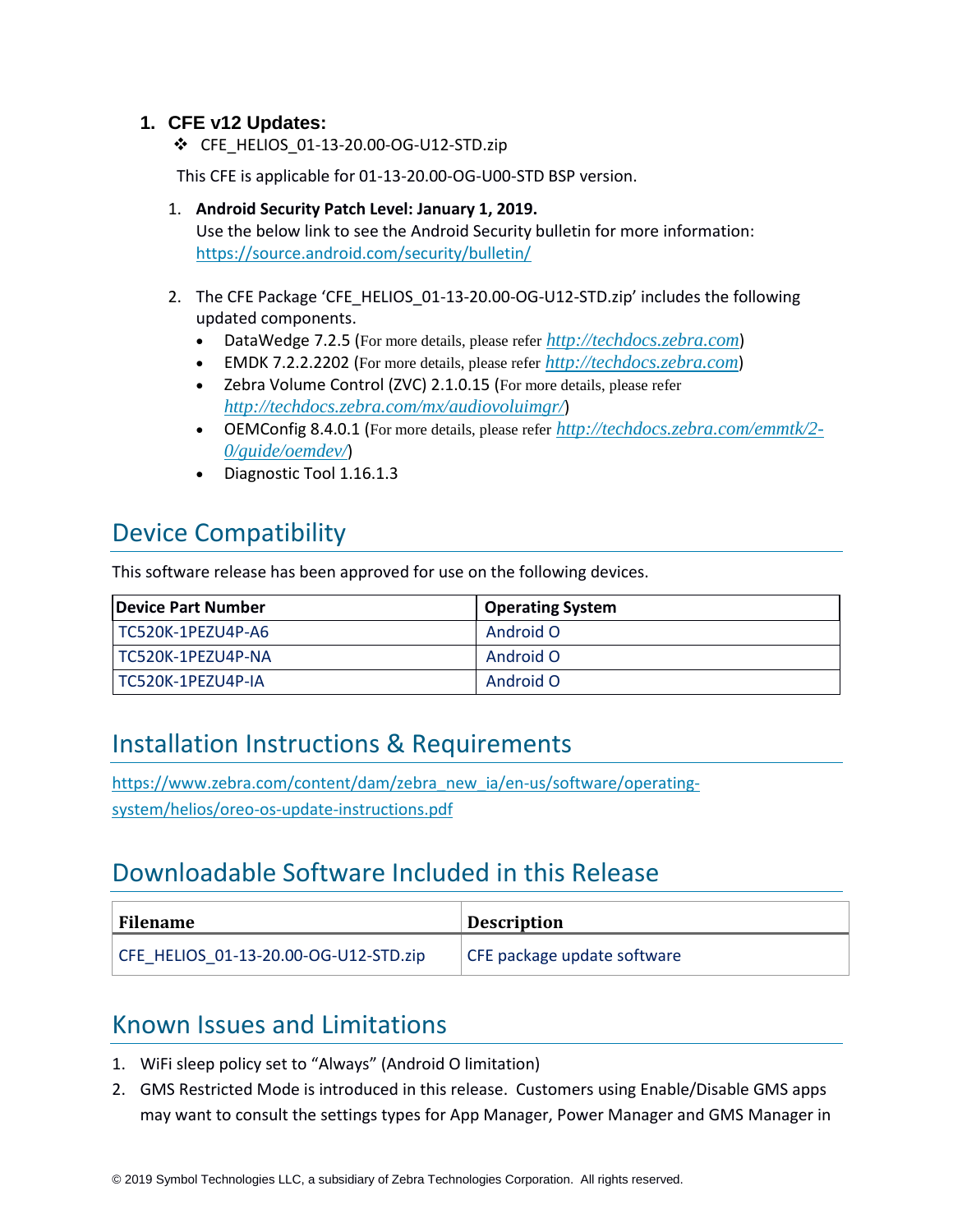1. **CFE v12 Updates:**
   - CFE_HELIOS_01-13-20.00-OG-U12-STD.zip

   This CFE is applicable for 01-13-20.00-OG-U00-STD BSP version.

   1. **Android Security Patch Level: January 1, 2019.**
      Use the below link to see the Android Security bulletin for more information: https://source.android.com/security/bulletin/

   2. The CFE Package 'CFE_HELIOS_01-13-20.00-OG-U12-STD.zip' includes the following updated components.
      - DataWedge 7.2.5 (For more details, please refer *http://techdocs.zebra.com*)
      - EMDK 7.2.2.2202 (For more details, please refer *http://techdocs.zebra.com*)
      - Zebra Volume Control (ZVC) 2.1.0.15 (For more details, please refer *http://techdocs.zebra.com/mx/audiovoluimgr/*)
      - OEMConfig 8.4.0.1 (For more details, please refer *http://techdocs.zebra.com/emmtk/2-0/guide/oemdev/*)
      - Diagnostic Tool 1.16.1.3

## Device Compatibility

This software release has been approved for use on the following devices.

| Device Part Number | Operating System |
|---|---|
| TC520K-1PEZU4P-A6 | Android O |
| TC520K-1PEZU4P-NA | Android O |
| TC520K-1PEZU4P-IA | Android O |

## Installation Instructions & Requirements

https://www.zebra.com/content/dam/zebra_new_ia/en-us/software/operating-system/helios/oreo-os-update-instructions.pdf

## Downloadable Software Included in this Release

| Filename | Description |
|---|---|
| CFE_HELIOS_01-13-20.00-OG-U12-STD.zip | CFE package update software |

## Known Issues and Limitations

1. WiFi sleep policy set to "Always" (Android O limitation)
2. GMS Restricted Mode is introduced in this release. Customers using Enable/Disable GMS apps may want to consult the settings types for App Manager, Power Manager and GMS Manager in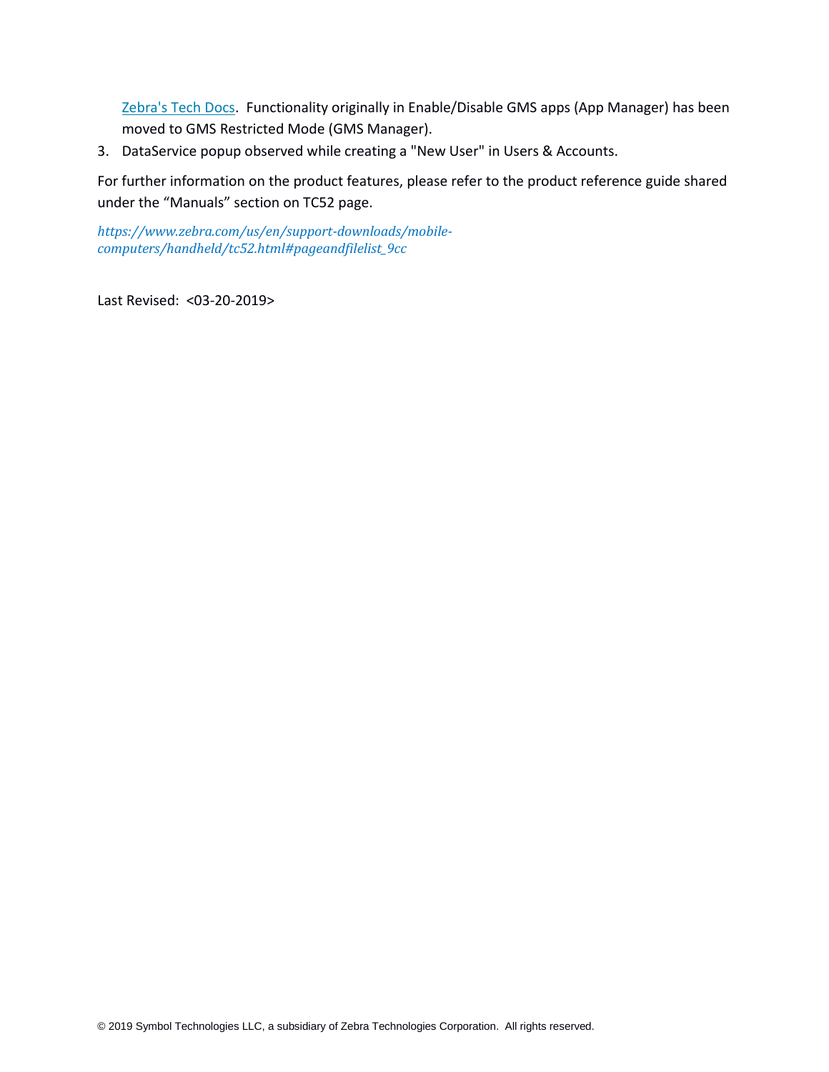[Zebra's Tech Docs](). Functionality originally in Enable/Disable GMS apps (App Manager) has been moved to GMS Restricted Mode (GMS Manager).

3. DataService popup observed while creating a "New User" in Users & Accounts.

For further information on the product features, please refer to the product reference guide shared under the “Manuals” section on TC52 page.

*https://www.zebra.com/us/en/support-downloads/mobile-computers/handheld/tc52.html#pageandfilelist_9cc*

Last Revised: <03-20-2019>

© 2019 Symbol Technologies LLC, a subsidiary of Zebra Technologies Corporation. All rights reserved.